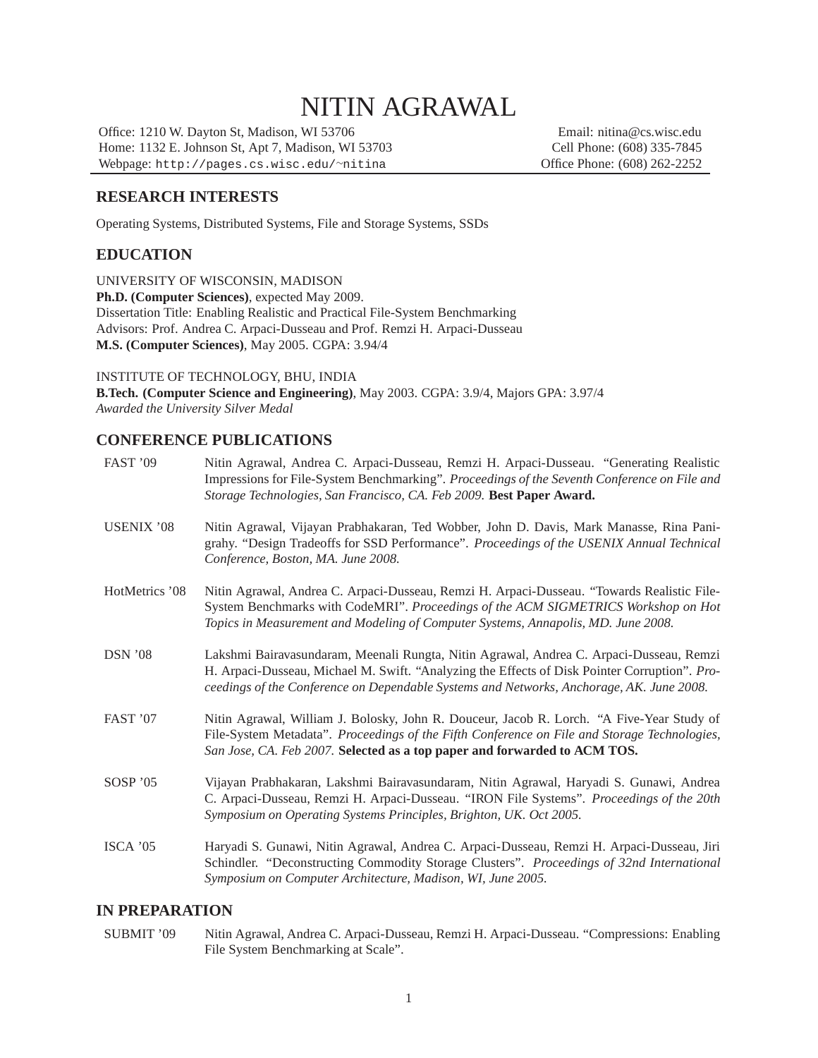# NITIN AGRAWAL

Office: 1210 W. Dayton St, Madison, WI 53706
Home: 1132 E. Johnson St, Apt 7, Madison, WI 53703
Webpage: `http://pages.cs.wisc.edu/~nitina`

Email: nitina@cs.wisc.edu
Cell Phone: (608) 335-7845
Office Phone: (608) 262-2252

## RESEARCH INTERESTS

Operating Systems, Distributed Systems, File and Storage Systems, SSDs

## EDUCATION

UNIVERSITY OF WISCONSIN, MADISON
**Ph.D. (Computer Sciences)**, expected May 2009.
Dissertation Title: Enabling Realistic and Practical File-System Benchmarking
Advisors: Prof. Andrea C. Arpaci-Dusseau and Prof. Remzi H. Arpaci-Dusseau
**M.S. (Computer Sciences)**, May 2005. CGPA: 3.94/4

INSTITUTE OF TECHNOLOGY, BHU, INDIA
**B.Tech. (Computer Science and Engineering)**, May 2003. CGPA: 3.9/4, Majors GPA: 3.97/4
*Awarded the University Silver Medal*

## CONFERENCE PUBLICATIONS

FAST '09 — Nitin Agrawal, Andrea C. Arpaci-Dusseau, Remzi H. Arpaci-Dusseau. "Generating Realistic Impressions for File-System Benchmarking". *Proceedings of the Seventh Conference on File and Storage Technologies, San Francisco, CA. Feb 2009.* **Best Paper Award.**

USENIX '08 — Nitin Agrawal, Vijayan Prabhakaran, Ted Wobber, John D. Davis, Mark Manasse, Rina Panigrahy. "Design Tradeoffs for SSD Performance". *Proceedings of the USENIX Annual Technical Conference, Boston, MA. June 2008.*

HotMetrics '08 — Nitin Agrawal, Andrea C. Arpaci-Dusseau, Remzi H. Arpaci-Dusseau. "Towards Realistic File-System Benchmarks with CodeMRI". *Proceedings of the ACM SIGMETRICS Workshop on Hot Topics in Measurement and Modeling of Computer Systems, Annapolis, MD. June 2008.*

DSN '08 — Lakshmi Bairavasundaram, Meenali Rungta, Nitin Agrawal, Andrea C. Arpaci-Dusseau, Remzi H. Arpaci-Dusseau, Michael M. Swift. "Analyzing the Effects of Disk Pointer Corruption". *Proceedings of the Conference on Dependable Systems and Networks, Anchorage, AK. June 2008.*

FAST '07 — Nitin Agrawal, William J. Bolosky, John R. Douceur, Jacob R. Lorch. "A Five-Year Study of File-System Metadata". *Proceedings of the Fifth Conference on File and Storage Technologies, San Jose, CA. Feb 2007.* **Selected as a top paper and forwarded to ACM TOS.**

SOSP '05 — Vijayan Prabhakaran, Lakshmi Bairavasundaram, Nitin Agrawal, Haryadi S. Gunawi, Andrea C. Arpaci-Dusseau, Remzi H. Arpaci-Dusseau. "IRON File Systems". *Proceedings of the 20th Symposium on Operating Systems Principles, Brighton, UK. Oct 2005.*

ISCA '05 — Haryadi S. Gunawi, Nitin Agrawal, Andrea C. Arpaci-Dusseau, Remzi H. Arpaci-Dusseau, Jiri Schindler. "Deconstructing Commodity Storage Clusters". *Proceedings of 32nd International Symposium on Computer Architecture, Madison, WI, June 2005.*

## IN PREPARATION

SUBMIT '09 — Nitin Agrawal, Andrea C. Arpaci-Dusseau, Remzi H. Arpaci-Dusseau. "Compressions: Enabling File System Benchmarking at Scale".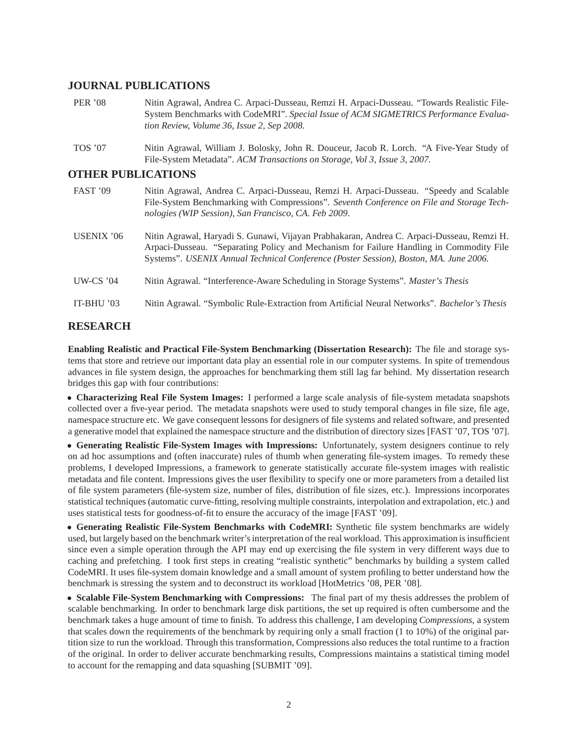## JOURNAL PUBLICATIONS

| | |
|---|---|
| PER '08 | Nitin Agrawal, Andrea C. Arpaci-Dusseau, Remzi H. Arpaci-Dusseau. "Towards Realistic File-System Benchmarks with CodeMRI". *Special Issue of ACM SIGMETRICS Performance Evaluation Review, Volume 36, Issue 2, Sep 2008.* |
| TOS '07 | Nitin Agrawal, William J. Bolosky, John R. Douceur, Jacob R. Lorch. "A Five-Year Study of File-System Metadata". *ACM Transactions on Storage, Vol 3, Issue 3, 2007.* |

## OTHER PUBLICATIONS

| | |
|---|---|
| FAST '09 | Nitin Agrawal, Andrea C. Arpaci-Dusseau, Remzi H. Arpaci-Dusseau. "Speedy and Scalable File-System Benchmarking with Compressions". *Seventh Conference on File and Storage Technologies (WIP Session), San Francisco, CA. Feb 2009.* |
| USENIX '06 | Nitin Agrawal, Haryadi S. Gunawi, Vijayan Prabhakaran, Andrea C. Arpaci-Dusseau, Remzi H. Arpaci-Dusseau. "Separating Policy and Mechanism for Failure Handling in Commodity File Systems". *USENIX Annual Technical Conference (Poster Session), Boston, MA. June 2006.* |
| UW-CS '04 | Nitin Agrawal. "Interference-Aware Scheduling in Storage Systems". *Master's Thesis* |
| IT-BHU '03 | Nitin Agrawal. "Symbolic Rule-Extraction from Artificial Neural Networks". *Bachelor's Thesis* |

## RESEARCH

**Enabling Realistic and Practical File-System Benchmarking (Dissertation Research):** The file and storage systems that store and retrieve our important data play an essential role in our computer systems. In spite of tremendous advances in file system design, the approaches for benchmarking them still lag far behind. My dissertation research bridges this gap with four contributions:

- **Characterizing Real File System Images:** I performed a large scale analysis of file-system metadata snapshots collected over a five-year period. The metadata snapshots were used to study temporal changes in file size, file age, namespace structure etc. We gave consequent lessons for designers of file systems and related software, and presented a generative model that explained the namespace structure and the distribution of directory sizes [FAST '07, TOS '07].

- **Generating Realistic File-System Images with Impressions:** Unfortunately, system designers continue to rely on ad hoc assumptions and (often inaccurate) rules of thumb when generating file-system images. To remedy these problems, I developed Impressions, a framework to generate statistically accurate file-system images with realistic metadata and file content. Impressions gives the user flexibility to specify one or more parameters from a detailed list of file system parameters (file-system size, number of files, distribution of file sizes, etc.). Impressions incorporates statistical techniques (automatic curve-fitting, resolving multiple constraints, interpolation and extrapolation, etc.) and uses statistical tests for goodness-of-fit to ensure the accuracy of the image [FAST '09].

- **Generating Realistic File-System Benchmarks with CodeMRI:** Synthetic file system benchmarks are widely used, but largely based on the benchmark writer's interpretation of the real workload. This approximation is insufficient since even a simple operation through the API may end up exercising the file system in very different ways due to caching and prefetching. I took first steps in creating "realistic synthetic" benchmarks by building a system called CodeMRI. It uses file-system domain knowledge and a small amount of system profiling to better understand how the benchmark is stressing the system and to deconstruct its workload [HotMetrics '08, PER '08].

- **Scalable File-System Benchmarking with Compressions:** The final part of my thesis addresses the problem of scalable benchmarking. In order to benchmark large disk partitions, the set up required is often cumbersome and the benchmark takes a huge amount of time to finish. To address this challenge, I am developing *Compressions*, a system that scales down the requirements of the benchmark by requiring only a small fraction (1 to 10%) of the original partition size to run the workload. Through this transformation, Compressions also reduces the total runtime to a fraction of the original. In order to deliver accurate benchmarking results, Compressions maintains a statistical timing model to account for the remapping and data squashing [SUBMIT '09].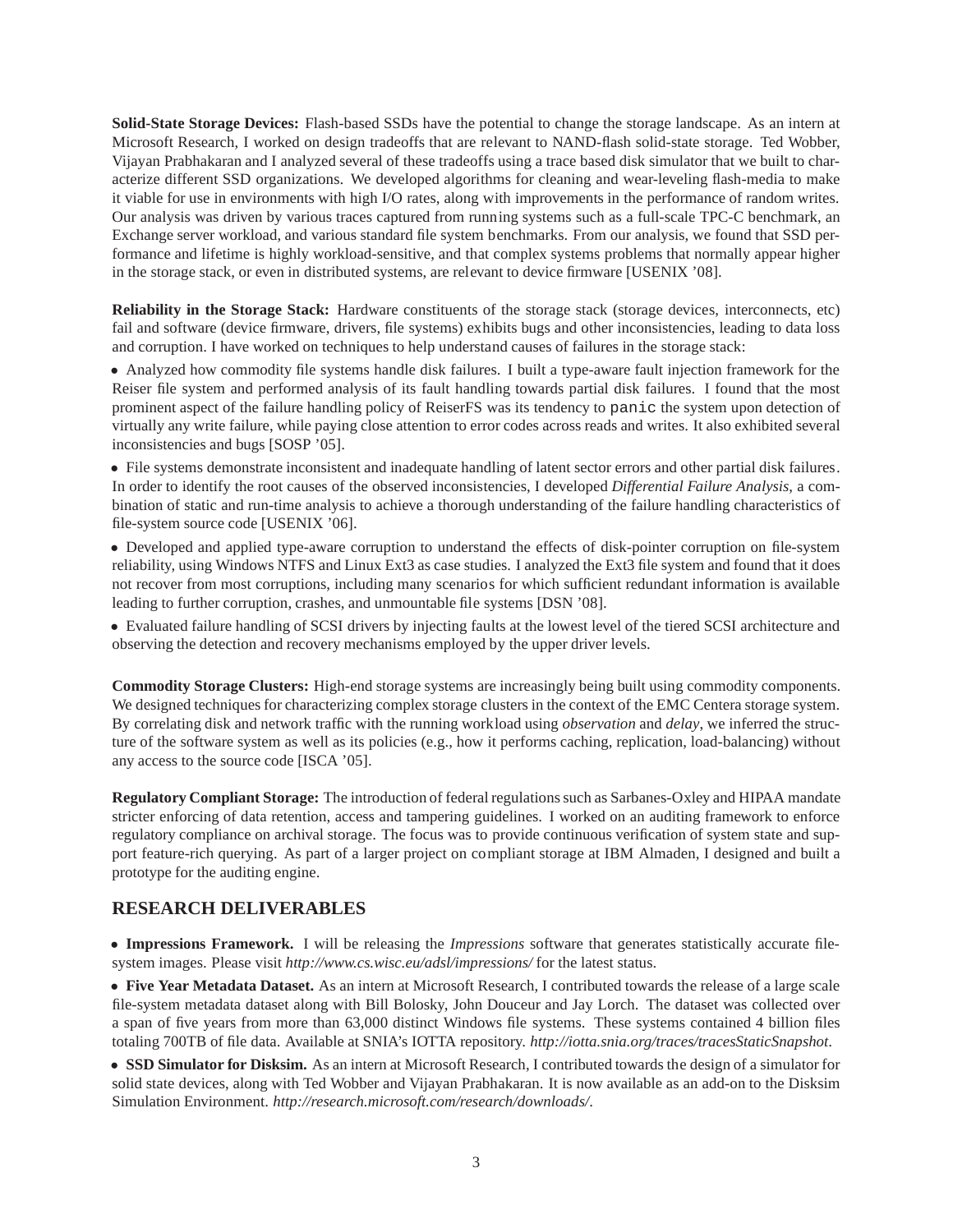**Solid-State Storage Devices:** Flash-based SSDs have the potential to change the storage landscape. As an intern at Microsoft Research, I worked on design tradeoffs that are relevant to NAND-flash solid-state storage. Ted Wobber, Vijayan Prabhakaran and I analyzed several of these tradeoffs using a trace based disk simulator that we built to characterize different SSD organizations. We developed algorithms for cleaning and wear-leveling flash-media to make it viable for use in environments with high I/O rates, along with improvements in the performance of random writes. Our analysis was driven by various traces captured from running systems such as a full-scale TPC-C benchmark, an Exchange server workload, and various standard file system benchmarks. From our analysis, we found that SSD performance and lifetime is highly workload-sensitive, and that complex systems problems that normally appear higher in the storage stack, or even in distributed systems, are relevant to device firmware [USENIX '08].

**Reliability in the Storage Stack:** Hardware constituents of the storage stack (storage devices, interconnects, etc) fail and software (device firmware, drivers, file systems) exhibits bugs and other inconsistencies, leading to data loss and corruption. I have worked on techniques to help understand causes of failures in the storage stack:

- Analyzed how commodity file systems handle disk failures. I built a type-aware fault injection framework for the Reiser file system and performed analysis of its fault handling towards partial disk failures. I found that the most prominent aspect of the failure handling policy of ReiserFS was its tendency to `panic` the system upon detection of virtually any write failure, while paying close attention to error codes across reads and writes. It also exhibited several inconsistencies and bugs [SOSP '05].
- File systems demonstrate inconsistent and inadequate handling of latent sector errors and other partial disk failures. In order to identify the root causes of the observed inconsistencies, I developed *Differential Failure Analysis*, a combination of static and run-time analysis to achieve a thorough understanding of the failure handling characteristics of file-system source code [USENIX '06].
- Developed and applied type-aware corruption to understand the effects of disk-pointer corruption on file-system reliability, using Windows NTFS and Linux Ext3 as case studies. I analyzed the Ext3 file system and found that it does not recover from most corruptions, including many scenarios for which sufficient redundant information is available leading to further corruption, crashes, and unmountable file systems [DSN '08].
- Evaluated failure handling of SCSI drivers by injecting faults at the lowest level of the tiered SCSI architecture and observing the detection and recovery mechanisms employed by the upper driver levels.

**Commodity Storage Clusters:** High-end storage systems are increasingly being built using commodity components. We designed techniques for characterizing complex storage clusters in the context of the EMC Centera storage system. By correlating disk and network traffic with the running workload using *observation* and *delay*, we inferred the structure of the software system as well as its policies (e.g., how it performs caching, replication, load-balancing) without any access to the source code [ISCA '05].

**Regulatory Compliant Storage:** The introduction of federal regulations such as Sarbanes-Oxley and HIPAA mandate stricter enforcing of data retention, access and tampering guidelines. I worked on an auditing framework to enforce regulatory compliance on archival storage. The focus was to provide continuous verification of system state and support feature-rich querying. As part of a larger project on compliant storage at IBM Almaden, I designed and built a prototype for the auditing engine.

## RESEARCH DELIVERABLES

- **Impressions Framework.** I will be releasing the *Impressions* software that generates statistically accurate file-system images. Please visit *http://www.cs.wisc.eu/adsl/impressions/* for the latest status.
- **Five Year Metadata Dataset.** As an intern at Microsoft Research, I contributed towards the release of a large scale file-system metadata dataset along with Bill Bolosky, John Douceur and Jay Lorch. The dataset was collected over a span of five years from more than 63,000 distinct Windows file systems. These systems contained 4 billion files totaling 700TB of file data. Available at SNIA's IOTTA repository. *http://iotta.snia.org/traces/tracesStaticSnapshot*.
- **SSD Simulator for Disksim.** As an intern at Microsoft Research, I contributed towards the design of a simulator for solid state devices, along with Ted Wobber and Vijayan Prabhakaran. It is now available as an add-on to the Disksim Simulation Environment. *http://research.microsoft.com/research/downloads/*.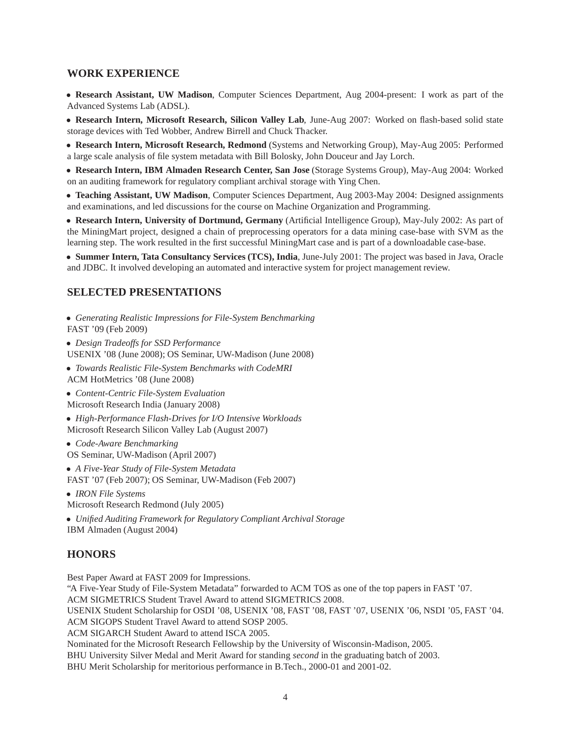## WORK EXPERIENCE

- **Research Assistant, UW Madison**, Computer Sciences Department, Aug 2004-present: I work as part of the Advanced Systems Lab (ADSL).
- **Research Intern, Microsoft Research, Silicon Valley Lab**, June-Aug 2007: Worked on flash-based solid state storage devices with Ted Wobber, Andrew Birrell and Chuck Thacker.
- **Research Intern, Microsoft Research, Redmond** (Systems and Networking Group), May-Aug 2005: Performed a large scale analysis of file system metadata with Bill Bolosky, John Douceur and Jay Lorch.
- **Research Intern, IBM Almaden Research Center, San Jose** (Storage Systems Group), May-Aug 2004: Worked on an auditing framework for regulatory compliant archival storage with Ying Chen.
- **Teaching Assistant, UW Madison**, Computer Sciences Department, Aug 2003-May 2004: Designed assignments and examinations, and led discussions for the course on Machine Organization and Programming.
- **Research Intern, University of Dortmund, Germany** (Artificial Intelligence Group), May-July 2002: As part of the MiningMart project, designed a chain of preprocessing operators for a data mining case-base with SVM as the learning step. The work resulted in the first successful MiningMart case and is part of a downloadable case-base.
- **Summer Intern, Tata Consultancy Services (TCS), India**, June-July 2001: The project was based in Java, Oracle and JDBC. It involved developing an automated and interactive system for project management review.

## SELECTED PRESENTATIONS

- *Generating Realistic Impressions for File-System Benchmarking*
  FAST '09 (Feb 2009)
- *Design Tradeoffs for SSD Performance*
  USENIX '08 (June 2008); OS Seminar, UW-Madison (June 2008)
- *Towards Realistic File-System Benchmarks with CodeMRI*
  ACM HotMetrics '08 (June 2008)
- *Content-Centric File-System Evaluation*
  Microsoft Research India (January 2008)
- *High-Performance Flash-Drives for I/O Intensive Workloads*
  Microsoft Research Silicon Valley Lab (August 2007)
- *Code-Aware Benchmarking*
  OS Seminar, UW-Madison (April 2007)
- *A Five-Year Study of File-System Metadata*
  FAST '07 (Feb 2007); OS Seminar, UW-Madison (Feb 2007)
- *IRON File Systems*
  Microsoft Research Redmond (July 2005)
- *Unified Auditing Framework for Regulatory Compliant Archival Storage*
  IBM Almaden (August 2004)

## HONORS

Best Paper Award at FAST 2009 for Impressions.
"A Five-Year Study of File-System Metadata" forwarded to ACM TOS as one of the top papers in FAST '07.
ACM SIGMETRICS Student Travel Award to attend SIGMETRICS 2008.
USENIX Student Scholarship for OSDI '08, USENIX '08, FAST '08, FAST '07, USENIX '06, NSDI '05, FAST '04.
ACM SIGOPS Student Travel Award to attend SOSP 2005.
ACM SIGARCH Student Award to attend ISCA 2005.
Nominated for the Microsoft Research Fellowship by the University of Wisconsin-Madison, 2005.
BHU University Silver Medal and Merit Award for standing *second* in the graduating batch of 2003.
BHU Merit Scholarship for meritorious performance in B.Tech., 2000-01 and 2001-02.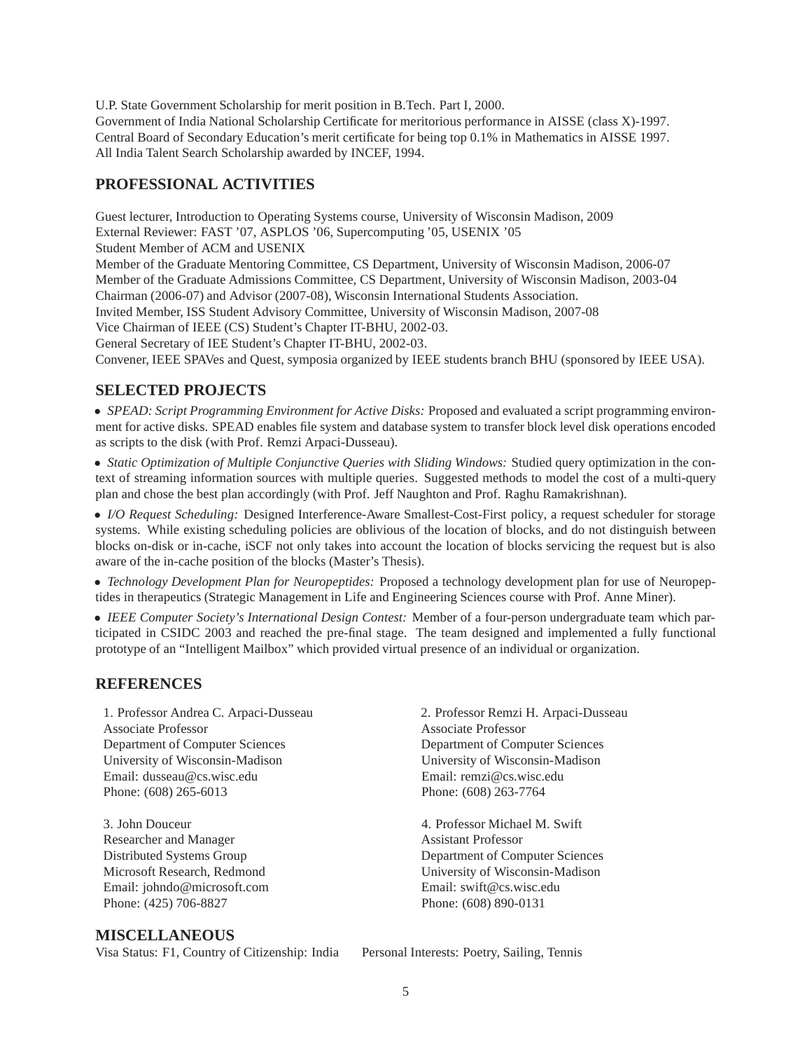U.P. State Government Scholarship for merit position in B.Tech. Part I, 2000.
Government of India National Scholarship Certificate for meritorious performance in AISSE (class X)-1997.
Central Board of Secondary Education's merit certificate for being top 0.1% in Mathematics in AISSE 1997.
All India Talent Search Scholarship awarded by INCEF, 1994.

## PROFESSIONAL ACTIVITIES

Guest lecturer, Introduction to Operating Systems course, University of Wisconsin Madison, 2009
External Reviewer: FAST '07, ASPLOS '06, Supercomputing '05, USENIX '05
Student Member of ACM and USENIX
Member of the Graduate Mentoring Committee, CS Department, University of Wisconsin Madison, 2006-07
Member of the Graduate Admissions Committee, CS Department, University of Wisconsin Madison, 2003-04
Chairman (2006-07) and Advisor (2007-08), Wisconsin International Students Association.
Invited Member, ISS Student Advisory Committee, University of Wisconsin Madison, 2007-08
Vice Chairman of IEEE (CS) Student's Chapter IT-BHU, 2002-03.
General Secretary of IEE Student's Chapter IT-BHU, 2002-03.
Convener, IEEE SPAVes and Quest, symposia organized by IEEE students branch BHU (sponsored by IEEE USA).

## SELECTED PROJECTS

- *SPEAD: Script Programming Environment for Active Disks:* Proposed and evaluated a script programming environment for active disks. SPEAD enables file system and database system to transfer block level disk operations encoded as scripts to the disk (with Prof. Remzi Arpaci-Dusseau).
- *Static Optimization of Multiple Conjunctive Queries with Sliding Windows:* Studied query optimization in the context of streaming information sources with multiple queries. Suggested methods to model the cost of a multi-query plan and chose the best plan accordingly (with Prof. Jeff Naughton and Prof. Raghu Ramakrishnan).
- *I/O Request Scheduling:* Designed Interference-Aware Smallest-Cost-First policy, a request scheduler for storage systems. While existing scheduling policies are oblivious of the location of blocks, and do not distinguish between blocks on-disk or in-cache, iSCF not only takes into account the location of blocks servicing the request but is also aware of the in-cache position of the blocks (Master's Thesis).
- *Technology Development Plan for Neuropeptides:* Proposed a technology development plan for use of Neuropeptides in therapeutics (Strategic Management in Life and Engineering Sciences course with Prof. Anne Miner).
- *IEEE Computer Society's International Design Contest:* Member of a four-person undergraduate team which participated in CSIDC 2003 and reached the pre-final stage. The team designed and implemented a fully functional prototype of an "Intelligent Mailbox" which provided virtual presence of an individual or organization.

## REFERENCES

1. Professor Andrea C. Arpaci-Dusseau
Associate Professor
Department of Computer Sciences
University of Wisconsin-Madison
Email: dusseau@cs.wisc.edu
Phone: (608) 265-6013

2. Professor Remzi H. Arpaci-Dusseau
Associate Professor
Department of Computer Sciences
University of Wisconsin-Madison
Email: remzi@cs.wisc.edu
Phone: (608) 263-7764

3. John Douceur
Researcher and Manager
Distributed Systems Group
Microsoft Research, Redmond
Email: johndo@microsoft.com
Phone: (425) 706-8827

4. Professor Michael M. Swift
Assistant Professor
Department of Computer Sciences
University of Wisconsin-Madison
Email: swift@cs.wisc.edu
Phone: (608) 890-0131

## MISCELLANEOUS

Visa Status: F1, Country of Citizenship: India     Personal Interests: Poetry, Sailing, Tennis